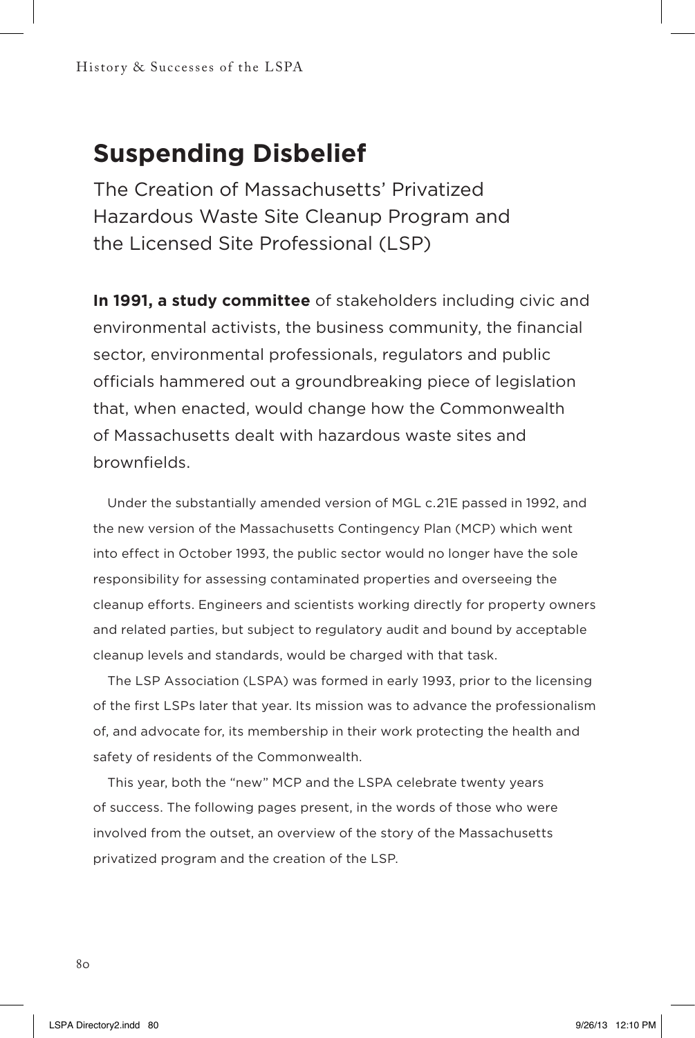# Suspending Disbelief

## The Creation of Massachusetts' Privatized Hazardous Waste Site Cleanup Program and the Licensed Site Professional (LSP)

**In 1991, a study committee** of stakeholders including civic and environmental activists, the business community, the financial sector, environmental professionals, regulators and public officials hammered out a groundbreaking piece of legislation that, when enacted, would change how the Commonwealth of Massachusetts dealt with hazardous waste sites and brownfields.

Under the substantially amended version of MGL c.21E passed in 1992, and the new version of the Massachusetts Contingency Plan (MCP) which went into effect in October 1993, the public sector would no longer have the sole responsibility for assessing contaminated properties and overseeing the cleanup efforts. Engineers and scientists working directly for property owners and related parties, but subject to regulatory audit and bound by acceptable cleanup levels and standards, would be charged with that task.

The LSP Association (LSPA) was formed in early 1993, prior to the licensing of the first LSPs later that year. Its mission was to advance the professionalism of, and advocate for, its membership in their work protecting the health and safety of residents of the Commonwealth.

This year, both the "new" MCP and the LSPA celebrate twenty years of success. The following pages present, in the words of those who were involved from the outset, an overview of the story of the Massachusetts privatized program and the creation of the LSP.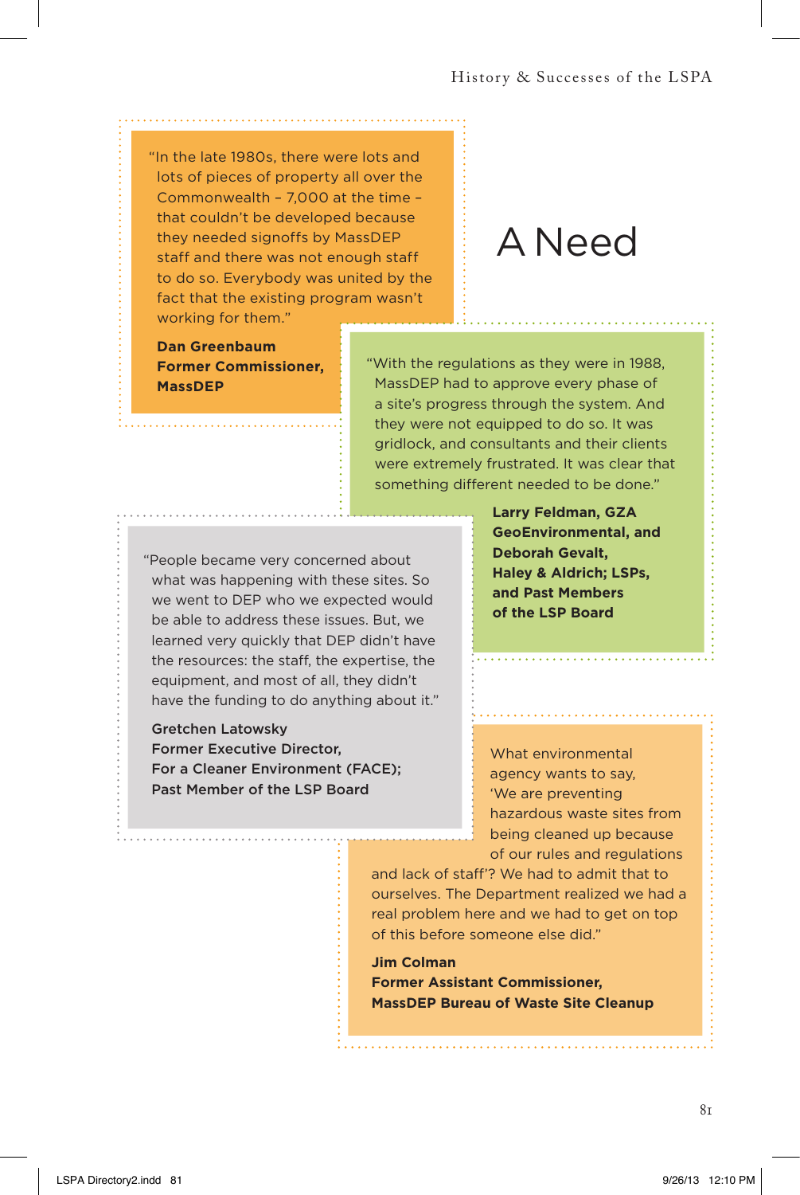# A Need

"In the late 1980s, there were lots and lots of pieces of property all over the Commonwealth – 7,000 at the time – that couldn't be developed because they needed signoffs by MassDEP staff and there was not enough staff to do so. Everybody was united by the fact that the existing program wasn't working for them."

**Dan Greenbaum**
**Former Commissioner, MassDEP**

"With the regulations as they were in 1988, MassDEP had to approve every phase of a site's progress through the system. And they were not equipped to do so. It was gridlock, and consultants and their clients were extremely frustrated. It was clear that something different needed to be done."

**Larry Feldman, GZA GeoEnvironmental, and Deborah Gevalt, Haley & Aldrich; LSPs, and Past Members of the LSP Board**

"People became very concerned about what was happening with these sites. So we went to DEP who we expected would be able to address these issues. But, we learned very quickly that DEP didn't have the resources: the staff, the expertise, the equipment, and most of all, they didn't have the funding to do anything about it."

**Gretchen Latowsky**
**Former Executive Director, For a Cleaner Environment (FACE); Past Member of the LSP Board**

What environmental agency wants to say, 'We are preventing hazardous waste sites from being cleaned up because of our rules and regulations and lack of staff'? We had to admit that to ourselves. The Department realized we had a real problem here and we had to get on top of this before someone else did."

**Jim Colman**
**Former Assistant Commissioner, MassDEP Bureau of Waste Site Cleanup**